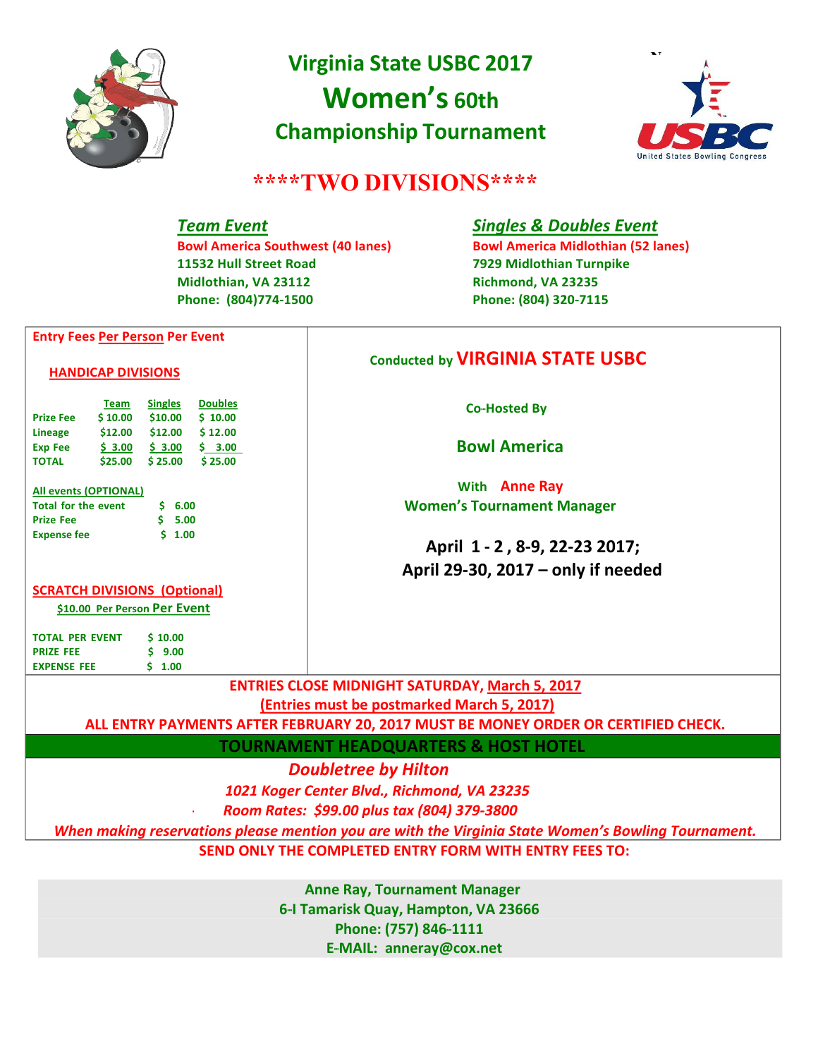# Virginia State USBC 2017
# Women's 60th
## Championship Tournament

## ****TWO DIVISIONS****

***Team Event***
**Bowl America Southwest (40 lanes)**
**11532 Hull Street Road**
**Midlothian, VA 23112**
**Phone: (804)774-1500**

***Singles & Doubles Event***
**Bowl America Midlothian (52 lanes)**
**7929 Midlothian Turnpike**
**Richmond, VA 23235**
**Phone: (804) 320-7115**

**Entry Fees Per Person Per Event**

**HANDICAP DIVISIONS**

| | Team | Singles | Doubles |
|---|---|---|---|
| Prize Fee | $ 10.00 | $10.00 | $ 10.00 |
| Lineage | $12.00 | $12.00 | $ 12.00 |
| Exp Fee | $ 3.00 | $ 3.00 | $ 3.00 |
| TOTAL | $25.00 | $ 25.00 | $ 25.00 |

**All events (OPTIONAL)**

| | |
|---|---|
| Total for the event | $ 6.00 |
| Prize Fee | $ 5.00 |
| Expense fee | $ 1.00 |

**SCRATCH DIVISIONS (Optional)**
**$10.00 Per Person Per Event**

| | |
|---|---|
| TOTAL PER EVENT | $ 10.00 |
| PRIZE FEE | $ 9.00 |
| EXPENSE FEE | $ 1.00 |

**Conducted by VIRGINIA STATE USBC**

**Co-Hosted By**

**Bowl America**

**With Anne Ray**
**Women's Tournament Manager**

**April 1 - 2 , 8-9, 22-23 2017;**
**April 29-30, 2017 – only if needed**

**ENTRIES CLOSE MIDNIGHT SATURDAY, March 5, 2017**
**(Entries must be postmarked March 5, 2017)**
**ALL ENTRY PAYMENTS AFTER FEBRUARY 20, 2017 MUST BE MONEY ORDER OR CERTIFIED CHECK.**

## TOURNAMENT HEADQUARTERS & HOST HOTEL

***Doubletree by Hilton***
***1021 Koger Center Blvd., Richmond, VA 23235***
***Room Rates: $99.00 plus tax (804) 379-3800***
***When making reservations please mention you are with the Virginia State Women's Bowling Tournament.***

**SEND ONLY THE COMPLETED ENTRY FORM WITH ENTRY FEES TO:**

**Anne Ray, Tournament Manager**
**6-I Tamarisk Quay, Hampton, VA 23666**
**Phone: (757) 846-1111**
**E-MAIL: anneray@cox.net**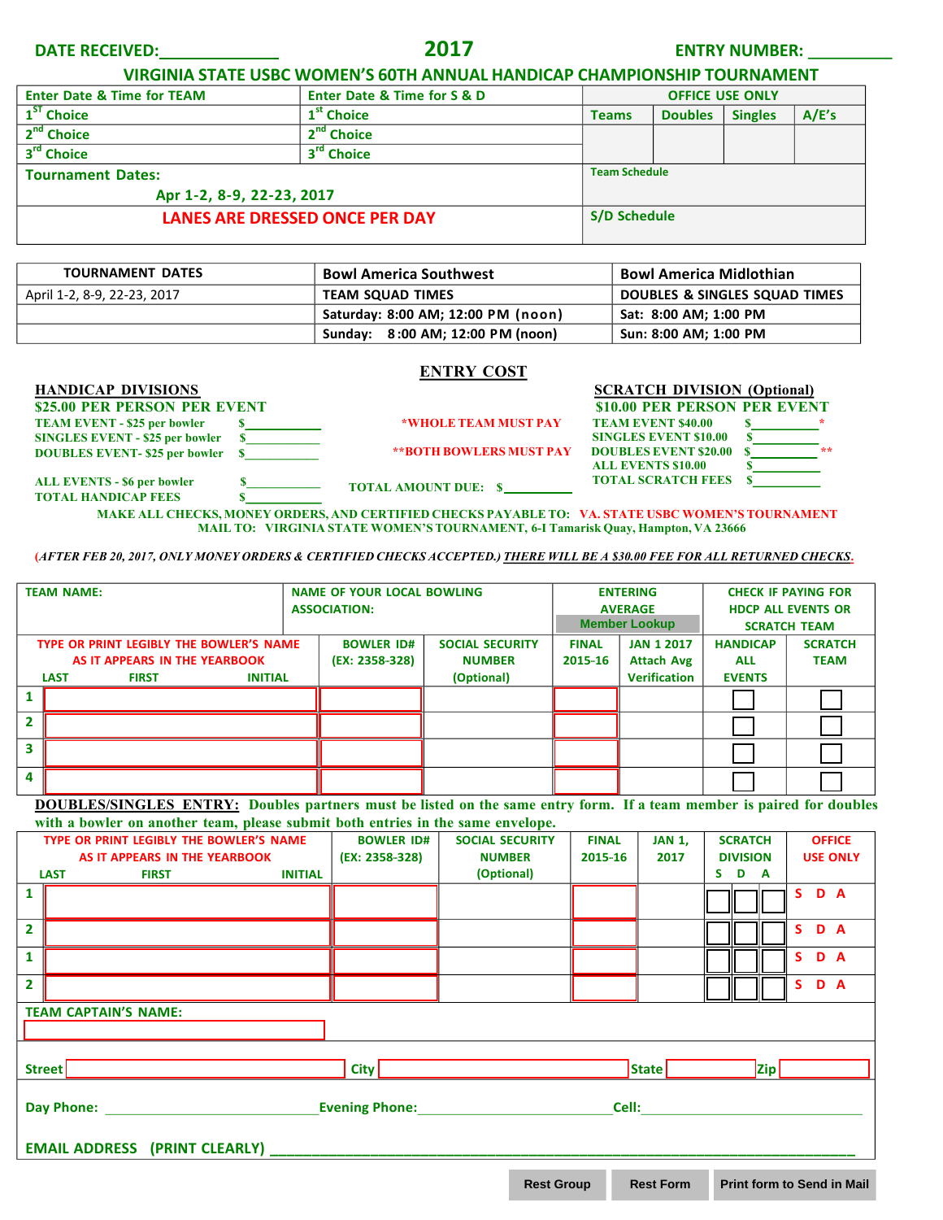**DATE RECEIVED:\_\_\_\_\_\_\_\_\_\_\_\_\_\_** **2017** **ENTRY NUMBER: \_\_\_\_\_\_\_\_\_\_**

## VIRGINIA STATE USBC WOMEN'S 60TH ANNUAL HANDICAP CHAMPIONSHIP TOURNAMENT

| Enter Date & Time for TEAM | Enter Date & Time for S & D | OFFICE USE ONLY | | | |
|---|---|---|---|---|---|
| 1ST Choice | 1st Choice | Teams | Doubles | Singles | A/E's |
| 2nd Choice | 2nd Choice | | | | |
| 3rd Choice | 3rd Choice | | | | |
| Tournament Dates: Apr 1-2, 8-9, 22-23, 2017 | | Team Schedule | | | |
| LANES ARE DRESSED ONCE PER DAY | | S/D Schedule | | | |

| TOURNAMENT DATES | Bowl America Southwest | Bowl America Midlothian |
|---|---|---|
| April 1-2, 8-9, 22-23, 2017 | TEAM SQUAD TIMES | DOUBLES & SINGLES SQUAD TIMES |
| | Saturday: 8:00 AM; 12:00 PM (noon) | Sat: 8:00 AM; 1:00 PM |
| | Sunday: 8:00 AM; 12:00 PM (noon) | Sun: 8:00 AM; 1:00 PM |

## ENTRY COST

**HANDICAP DIVISIONS**
**$25.00 PER PERSON PER EVENT**

- TEAM EVENT - $25 per bowler $\_\_\_\_\_\_\_\_\_\_\_\_
- SINGLES EVENT - $25 per bowler $\_\_\_\_\_\_\_\_\_\_\_\_
- DOUBLES EVENT- $25 per bowler $\_\_\_\_\_\_\_\_\_\_\_\_
- ALL EVENTS - $6 per bowler $\_\_\_\_\_\_\_\_\_\_\_\_
- TOTAL HANDICAP FEES $\_\_\_\_\_\_\_\_\_\_\_\_

*WHOLE TEAM MUST PAY

**BOTH BOWLERS MUST PAY

TOTAL AMOUNT DUE: $\_\_\_\_\_\_\_\_\_\_\_\_

**SCRATCH DIVISION (Optional)**
**$10.00 PER PERSON PER EVENT**

- TEAM EVENT $40.00 $\_\_\_\_\_\_\_\_\_\_\_\_ *
- SINGLES EVENT $10.00 $\_\_\_\_\_\_\_\_\_\_\_\_
- DOUBLES EVENT $20.00 $\_\_\_\_\_\_\_\_\_\_\_\_ **
- ALL EVENTS $10.00 $\_\_\_\_\_\_\_\_\_\_\_\_
- TOTAL SCRATCH FEES $\_\_\_\_\_\_\_\_\_\_\_\_

MAKE ALL CHECKS, MONEY ORDERS, AND CERTIFIED CHECKS PAYABLE TO: VA. STATE USBC WOMEN'S TOURNAMENT
MAIL TO: VIRGINIA STATE WOMEN'S TOURNAMENT, 6-I Tamarisk Quay, Hampton, VA 23666

*(AFTER FEB 20, 2017, ONLY MONEY ORDERS & CERTIFIED CHECKS ACCEPTED.)* THERE WILL BE A $30.00 FEE FOR ALL RETURNED CHECKS.

| TEAM NAME: | NAME OF YOUR LOCAL BOWLING ASSOCIATION: | | ENTERING AVERAGE (Member Lookup) | | CHECK IF PAYING FOR HDCP ALL EVENTS OR SCRATCH TEAM | |
|---|---|---|---|---|---|---|
| TYPE OR PRINT LEGIBLY THE BOWLER'S NAME AS IT APPEARS IN THE YEARBOOK (LAST FIRST INITIAL) | BOWLER ID# (EX: 2358-328) | SOCIAL SECURITY NUMBER (Optional) | FINAL 2015-16 | JAN 1 2017 Attach Avg Verification | HANDICAP ALL EVENTS | SCRATCH TEAM |
| 1 | | | | | ☐ | ☐ |
| 2 | | | | | ☐ | ☐ |
| 3 | | | | | ☐ | ☐ |
| 4 | | | | | ☐ | ☐ |

**DOUBLES/SINGLES ENTRY: Doubles partners must be listed on the same entry form. If a team member is paired for doubles with a bowler on another team, please submit both entries in the same envelope.**

| TYPE OR PRINT LEGIBLY THE BOWLER'S NAME AS IT APPEARS IN THE YEARBOOK (LAST FIRST INITIAL) | BOWLER ID# (EX: 2358-328) | SOCIAL SECURITY NUMBER (Optional) | FINAL 2015-16 | JAN 1, 2017 | SCRATCH DIVISION S D A | OFFICE USE ONLY |
|---|---|---|---|---|---|---|
| 1 | | | | | ☐ ☐ ☐ | S D A |
| 2 | | | | | ☐ ☐ ☐ | S D A |
| 1 | | | | | ☐ ☐ ☐ | S D A |
| 2 | | | | | ☐ ☐ ☐ | S D A |

TEAM CAPTAIN'S NAME: \_\_\_\_\_\_\_\_\_\_\_\_\_\_\_\_\_\_\_\_

Street \_\_\_\_\_\_\_\_\_\_\_\_ City \_\_\_\_\_\_\_\_\_\_\_\_ State \_\_\_\_\_\_ Zip \_\_\_\_\_\_

Day Phone: \_\_\_\_\_\_\_\_\_\_\_\_\_\_\_\_ Evening Phone: \_\_\_\_\_\_\_\_\_\_\_\_\_\_\_\_ Cell: \_\_\_\_\_\_\_\_\_\_\_\_\_\_\_\_

EMAIL ADDRESS (PRINT CLEARLY) \_\_\_\_\_\_\_\_\_\_\_\_\_\_\_\_\_\_\_\_\_\_\_\_\_\_\_\_\_\_\_\_

Rest Group | Rest Form | Print form to Send in Mail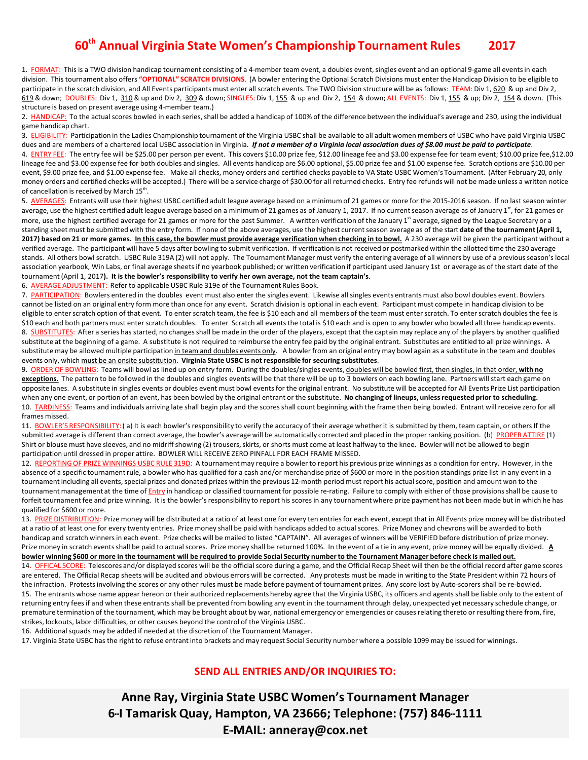# 60th Annual Virginia State Women's Championship Tournament Rules 2017

1. FORMAT: This is a TWO division handicap tournament consisting of a 4-member team event, a doubles event, singles event and an optional 9-game all events in each division. This tournament also offers **"OPTIONAL" SCRATCH DIVISIONS**. (A bowler entering the Optional Scratch Divisions must enter the Handicap Division to be eligible to participate in the scratch division, and All Events participants must enter all scratch events. The TWO Division structure will be as follows: TEAM: Div 1, 620 & up and Div 2, 619 & down; DOUBLES: Div 1, 310 & up and Div 2, 309 & down; SINGLES: Div 1, 155 & up and Div 2, 154 & down; ALL EVENTS: Div 1, 155 & up; Div 2, 154 & down. (This structure is based on present average using 4-member team.)

2. HANDICAP: To the actual scores bowled in each series, shall be added a handicap of 100% of the difference between the individual's average and 230, using the individual game handicap chart.

3. ELIGIBILITY: Participation in the Ladies Championship tournament of the Virginia USBC shall be available to all adult women members of USBC who have paid Virginia USBC dues and are members of a chartered local USBC association in Virginia. ***If not a member of a Virginia local association dues of $8.00 must be paid to participate***.

4. ENTRY FEE: The entry fee will be $25.00 per person per event. This covers $10.00 prize fee, $12.00 lineage fee and $3.00 expense fee for team event; $10.00 prize fee, $12.00 lineage fee and $3.00 expense fee for both doubles and singles. All events handicap are $6.00 optional, $5.00 prize fee and $1.00 expense fee. Scratch options are $10.00 per event, $9.00 prize fee, and $1.00 expense fee. Make all checks, money orders and certified checks payable to VA State USBC Women's Tournament. (After February 20, only money orders and certified checks will be accepted.) There will be a service charge of $30.00 for all returned checks. Entry fee refunds will not be made unless a written notice of cancellation is received by March 15th.

5. AVERAGES: Entrants will use their highest USBC certified adult league average based on a minimum of 21 games or more for the 2015-2016 season. If no last season winter average, use the highest certified adult league average based on a minimum of 21 games as of January 1, 2017. If no current season average as of January 1st, for 21 games or more, use the highest certified average for 21 games or more for the past Summer. A written verification of the January 1st average, signed by the League Secretary or a standing sheet must be submitted with the entry form. If none of the above averages, use the highest current season average as of the start **date of the tournament (April 1, 2017) based on 21 or more games. In this case, the bowler must provide average verification when checking in to bowl.** A 230 average will be given the participant without a verified average. The participant will have 5 days after bowling to submit verification. If verification is not received or postmarked within the allotted time the 230 average stands. All others bowl scratch. USBC Rule 319A (2) will not apply. The Tournament Manager must verify the entering average of all winners by use of a previous season's local association yearbook, Win Labs, or final average sheets if no yearbook published; or written verification if participant used January 1st or average as of the start date of the tournament (April 1, 2017**). It is the bowler's responsibility to verify her own average, not the team captain's**.

6. AVERAGE ADJUSTMENT: Refer to applicable USBC Rule 319e of the Tournament Rules Book.

7. PARTICIPATION: Bowlers entered in the doubles event must also enter the singles event. Likewise all singles events entrants must also bowl doubles event. Bowlers cannot be listed on an original entry form more than once for any event. Scratch division is optional in each event. Participant must compete in handicap division to be eligible to enter scratch option of that event. To enter scratch team, the fee is $10 each and all members of the team must enter scratch. To enter scratch doubles the fee is $10 each and both partners must enter scratch doubles. To enter Scratch all events the total is $10 each and is open to any bowler who bowled all three handicap events.

8. SUBSTITUTES: After a series has started, no changes shall be made in the order of the players, except that the captain may replace any of the players by another qualified substitute at the beginning of a game. A substitute is not required to reimburse the entry fee paid by the original entrant. Substitutes are entitled to all prize winnings. A substitute may be allowed multiple participation in team and doubles events only. A bowler from an original entry may bowl again as a substitute in the team and doubles events only, which must be an onsite substitution. **Virginia State USBC is not responsible for securing substitutes**.

9. ORDER OF BOWLING: Teams will bowl as lined up on entry form. During the doubles/singles events, doubles will be bowled first, then singles, in that order, **with no exceptions.** The pattern to be followed in the doubles and singles events will be that there will be up to 3 bowlers on each bowling lane. Partners will start each game on opposite lanes. A substitute in singles events or doubles event must bowl events for the original entrant. No substitute will be accepted for All Events Prize List participation when any one event, or portion of an event, has been bowled by the original entrant or the substitute. **No changing of lineups, unless requested prior to scheduling.**

10. TARDINESS: Teams and individuals arriving late shall begin play and the scores shall count beginning with the frame then being bowled. Entrant will receive zero for all frames missed.

11. BOWLER'S RESPONSIBILITY: ( a) It is each bowler's responsibility to verify the accuracy of their average whether it is submitted by them, team captain, or others If the submitted average is different than correct average, the bowler's average will be automatically corrected and placed in the proper ranking position. (b) PROPER ATTIRE (1) Shirt or blouse must have sleeves, and no midriff showing (2) trousers, skirts, or shorts must come at least halfway to the knee. Bowler will not be allowed to begin participation until dressed in proper attire. BOWLER WILL RECEIVE ZERO PINFALL FOR EACH FRAME MISSED.

12. REPORTING OF PRIZE WINNINGS USBC RULE 319D: A tournament may require a bowler to report his previous prize winnings as a condition for entry. However, in the absence of a specific tournament rule, a bowler who has qualified for a cash and/or merchandise prize of $600 or more in the position standings prize list in any event in a tournament including all events, special prizes and donated prizes within the previous 12-month period must report his actual score, position and amount won to the tournament management at the time of Entry in handicap or classified tournament for possible re-rating. Failure to comply with either of those provisions shall be cause to forfeit tournament fee and prize winning. It is the bowler's responsibility to report his scores in any tournament where prize payment has not been made but in which he has qualified for $600 or more.

13. PRIZE DISTRIBUTION: Prize money will be distributed at a ratio of at least one for every ten entries for each event, except that in All Events prize money will be distributed at a ratio of at least one for every twenty entries. Prize money shall be paid with handicaps added to actual scores. Prize Money and chevrons will be awarded to both handicap and scratch winners in each event. Prize checks will be mailed to listed "CAPTAIN". All averages of winners will be VERIFIED before distribution of prize money. Prize money in scratch events shall be paid to actual scores. Prize money shall be returned 100%. In the event of a tie in any event, prize money will be equally divided. **A bowler winning $600 or more in the tournament will be required to provide Social Security number to the Tournament Manager before check is mailed out.**

14. OFFICAL SCORE: Telescores and/or displayed scores will be the official score during a game, and the Official Recap Sheet will then be the official record after game scores are entered. The Official Recap sheets will be audited and obvious errors will be corrected. Any protests must be made in writing to the State President within 72 hours of the infraction. Protests involving the scores or any other rules must be made before payment of tournament prizes. Any score lost by Auto-scorers shall be re-bowled.

15. The entrants whose name appear hereon or their authorized replacements hereby agree that the Virginia USBC, its officers and agents shall be liable only to the extent of returning entry fees if and when these entrants shall be prevented from bowling any event in the tournament through delay, unexpected yet necessary schedule change, or premature termination of the tournament, which may be brought about by war, national emergency or emergencies or causes relating thereto or resulting there from, fire, strikes, lockouts, labor difficulties, or other causes beyond the control of the Virginia USBC.

16. Additional squads may be added if needed at the discretion of the Tournament Manager.

17. Virginia State USBC has the right to refuse entrant into brackets and may request Social Security number where a possible 1099 may be issued for winnings.

## SEND ALL ENTRIES AND/OR INQUIRIES TO:

**Anne Ray, Virginia State USBC Women's Tournament Manager**
**6-I Tamarisk Quay, Hampton, VA 23666; Telephone: (757) 846-1111**
**E-MAIL: anneray@cox.net**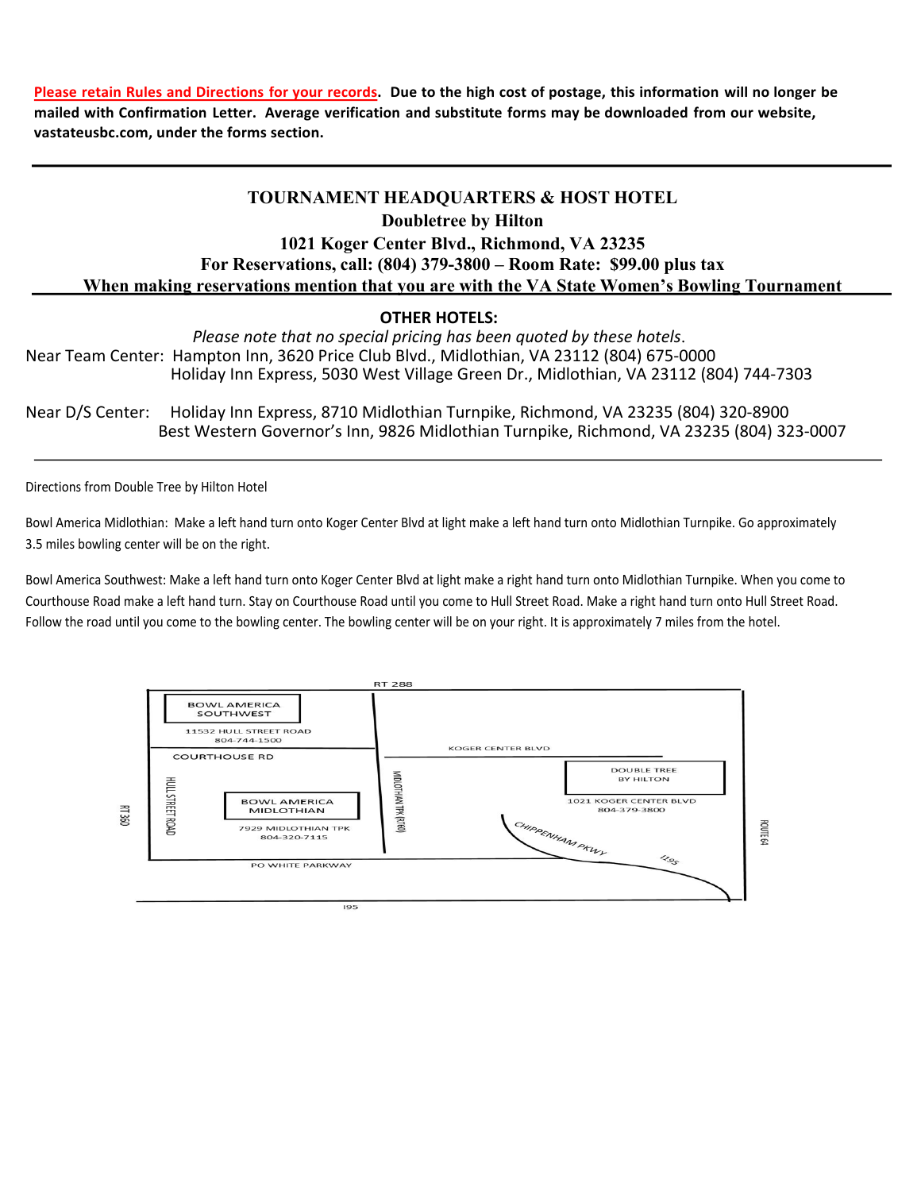**Please retain Rules and Directions for your records. Due to the high cost of postage, this information will no longer be mailed with Confirmation Letter. Average verification and substitute forms may be downloaded from our website, vastateusbc.com, under the forms section.**

---

## TOURNAMENT HEADQUARTERS & HOST HOTEL

**Doubletree by Hilton**

**1021 Koger Center Blvd., Richmond, VA 23235**

**For Reservations, call: (804) 379-3800 – Room Rate: $99.00 plus tax**

**When making reservations mention that you are with the VA State Women's Bowling Tournament**

---

### OTHER HOTELS:

*Please note that no special pricing has been quoted by these hotels.*

Near Team Center: Hampton Inn, 3620 Price Club Blvd., Midlothian, VA 23112 (804) 675-0000
Holiday Inn Express, 5030 West Village Green Dr., Midlothian, VA 23112 (804) 744-7303

Near D/S Center: Holiday Inn Express, 8710 Midlothian Turnpike, Richmond, VA 23235 (804) 320-8900
Best Western Governor's Inn, 9826 Midlothian Turnpike, Richmond, VA 23235 (804) 323-0007

---

Directions from Double Tree by Hilton Hotel

Bowl America Midlothian: Make a left hand turn onto Koger Center Blvd at light make a left hand turn onto Midlothian Turnpike. Go approximately 3.5 miles bowling center will be on the right.

Bowl America Southwest: Make a left hand turn onto Koger Center Blvd at light make a right hand turn onto Midlothian Turnpike. When you come to Courthouse Road make a left hand turn. Stay on Courthouse Road until you come to Hull Street Road. Make a right hand turn onto Hull Street Road. Follow the road until you come to the bowling center. The bowling center will be on your right. It is approximately 7 miles from the hotel.

RT 288
BOWL AMERICA SOUTHWEST
11532 HULL STREET ROAD
804-744-1500
COURTHOUSE RD
KOGER CENTER BLVD
DOUBLE TREE BY HILTON
1021 KOGER CENTER BLVD
804-379-3800
HULL STREET ROAD
MIDLOTHIAN TPK (RT60)
BOWL AMERICA MIDLOTHIAN
7929 MIDLOTHIAN TPK
804-320-7115
RT 360
CHIPPENHAM PKWY
I195
ROUTE 64
PO WHITE PARKWAY
I95